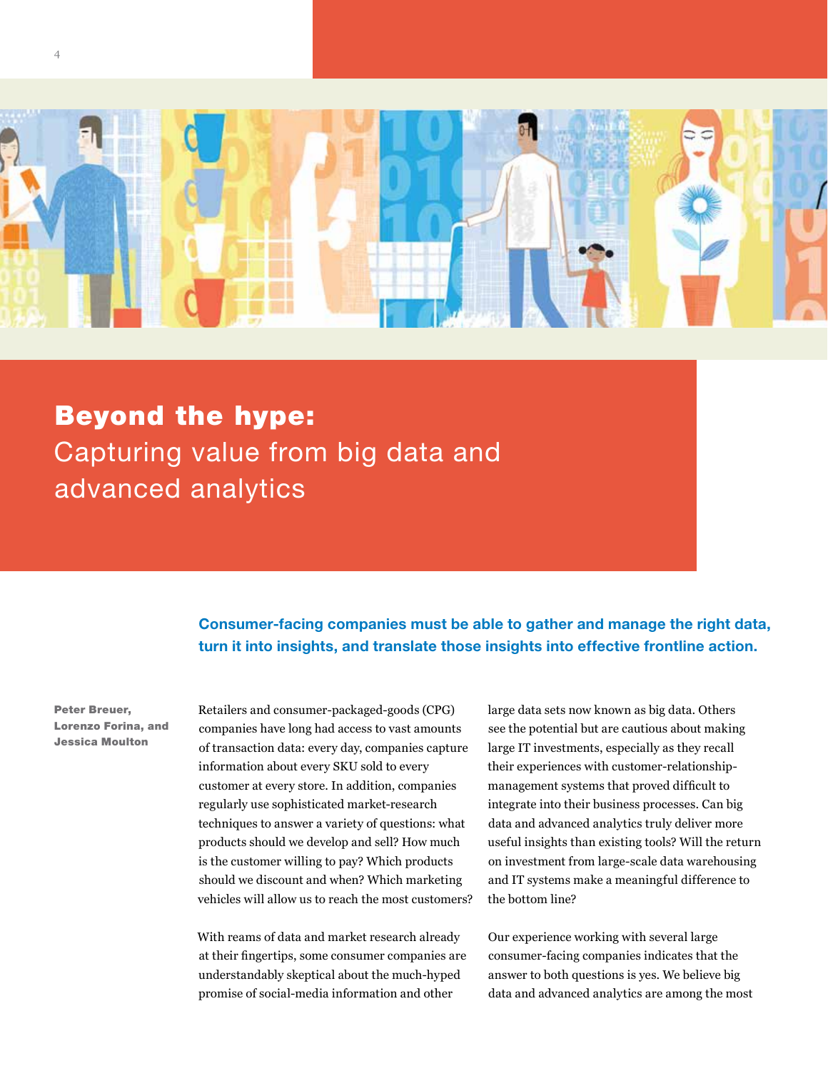# Beyond the hype:

## Capturing value from big data and advanced analytics

**Consumer-facing companies must be able to gather and manage the right data, turn it into insights, and translate those insights into effective frontline action.**

**Peter Breuer, Lorenzo Forina, and Jessica Moulton**

Retailers and consumer-packaged-goods (CPG) companies have long had access to vast amounts of transaction data: every day, companies capture information about every SKU sold to every customer at every store. In addition, companies regularly use sophisticated market-research techniques to answer a variety of questions: what products should we develop and sell? How much is the customer willing to pay? Which products should we discount and when? Which marketing vehicles will allow us to reach the most customers?

With reams of data and market research already at their fingertips, some consumer companies are understandably skeptical about the much-hyped promise of social-media information and other large data sets now known as big data. Others see the potential but are cautious about making large IT investments, especially as they recall their experiences with customer-relationship-management systems that proved difficult to integrate into their business processes. Can big data and advanced analytics truly deliver more useful insights than existing tools? Will the return on investment from large-scale data warehousing and IT systems make a meaningful difference to the bottom line?

Our experience working with several large consumer-facing companies indicates that the answer to both questions is yes. We believe big data and advanced analytics are among the most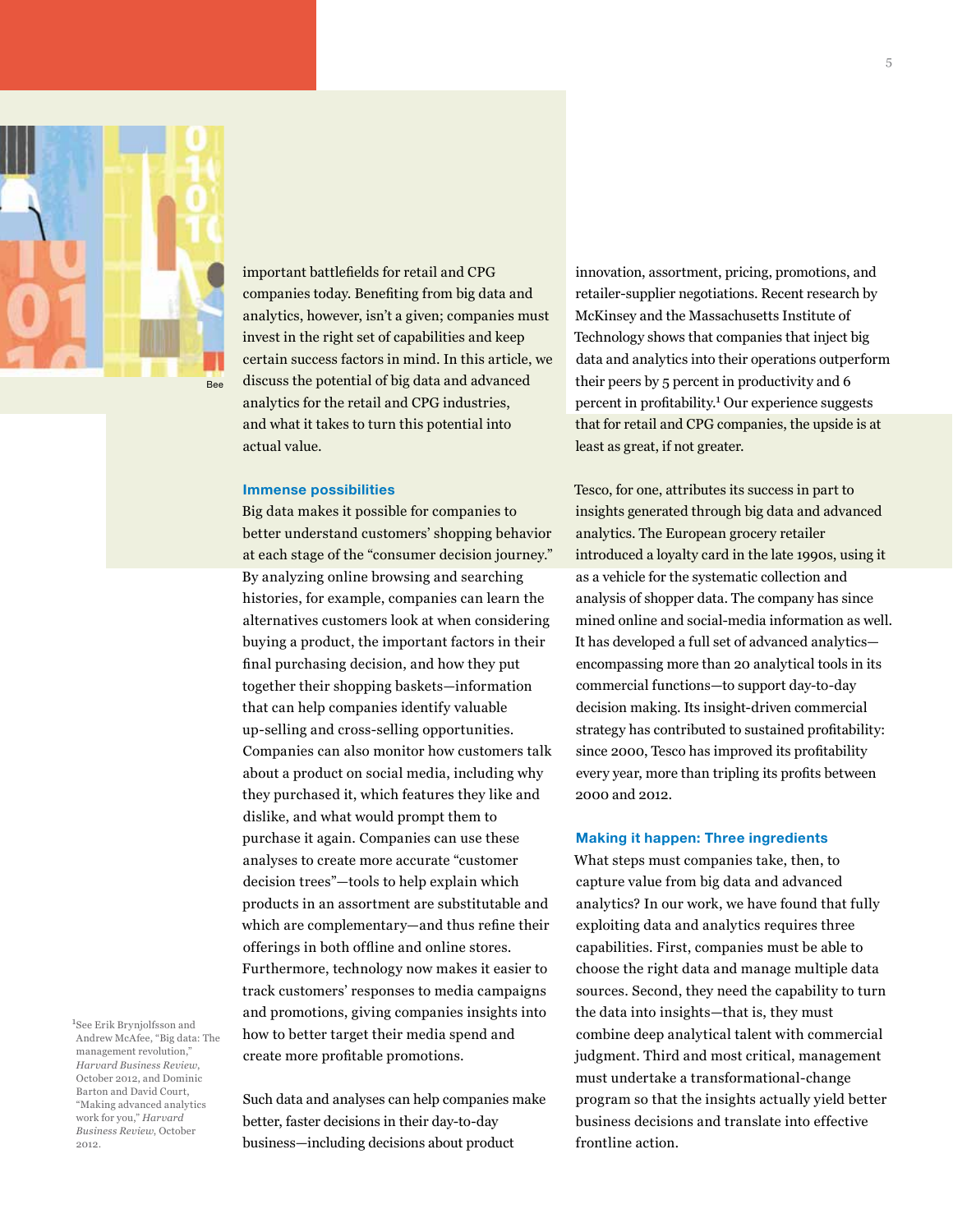important battlefields for retail and CPG companies today. Benefiting from big data and analytics, however, isn't a given; companies must invest in the right set of capabilities and keep certain success factors in mind. In this article, we discuss the potential of big data and advanced analytics for the retail and CPG industries, and what it takes to turn this potential into actual value.

## Immense possibilities

Big data makes it possible for companies to better understand customers' shopping behavior at each stage of the "consumer decision journey." By analyzing online browsing and searching histories, for example, companies can learn the alternatives customers look at when considering buying a product, the important factors in their final purchasing decision, and how they put together their shopping baskets—information that can help companies identify valuable up-selling and cross-selling opportunities. Companies can also monitor how customers talk about a product on social media, including why they purchased it, which features they like and dislike, and what would prompt them to purchase it again. Companies can use these analyses to create more accurate "customer decision trees"—tools to help explain which products in an assortment are substitutable and which are complementary—and thus refine their offerings in both offline and online stores. Furthermore, technology now makes it easier to track customers' responses to media campaigns and promotions, giving companies insights into how to better target their media spend and create more profitable promotions.

Such data and analyses can help companies make better, faster decisions in their day-to-day business—including decisions about product innovation, assortment, pricing, promotions, and retailer-supplier negotiations. Recent research by McKinsey and the Massachusetts Institute of Technology shows that companies that inject big data and analytics into their operations outperform their peers by 5 percent in productivity and 6 percent in profitability.[1] Our experience suggests that for retail and CPG companies, the upside is at least as great, if not greater.

Tesco, for one, attributes its success in part to insights generated through big data and advanced analytics. The European grocery retailer introduced a loyalty card in the late 1990s, using it as a vehicle for the systematic collection and analysis of shopper data. The company has since mined online and social-media information as well. It has developed a full set of advanced analytics—encompassing more than 20 analytical tools in its commercial functions—to support day-to-day decision making. Its insight-driven commercial strategy has contributed to sustained profitability: since 2000, Tesco has improved its profitability every year, more than tripling its profits between 2000 and 2012.

## Making it happen: Three ingredients

What steps must companies take, then, to capture value from big data and advanced analytics? In our work, we have found that fully exploiting data and analytics requires three capabilities. First, companies must be able to choose the right data and manage multiple data sources. Second, they need the capability to turn the data into insights—that is, they must combine deep analytical talent with commercial judgment. Third and most critical, management must undertake a transformational-change program so that the insights actually yield better business decisions and translate into effective frontline action.

[1] See Erik Brynjolfsson and Andrew McAfee, "Big data: The management revolution," *Harvard Business Review*, October 2012, and Dominic Barton and David Court, "Making advanced analytics work for you," *Harvard Business Review*, October 2012.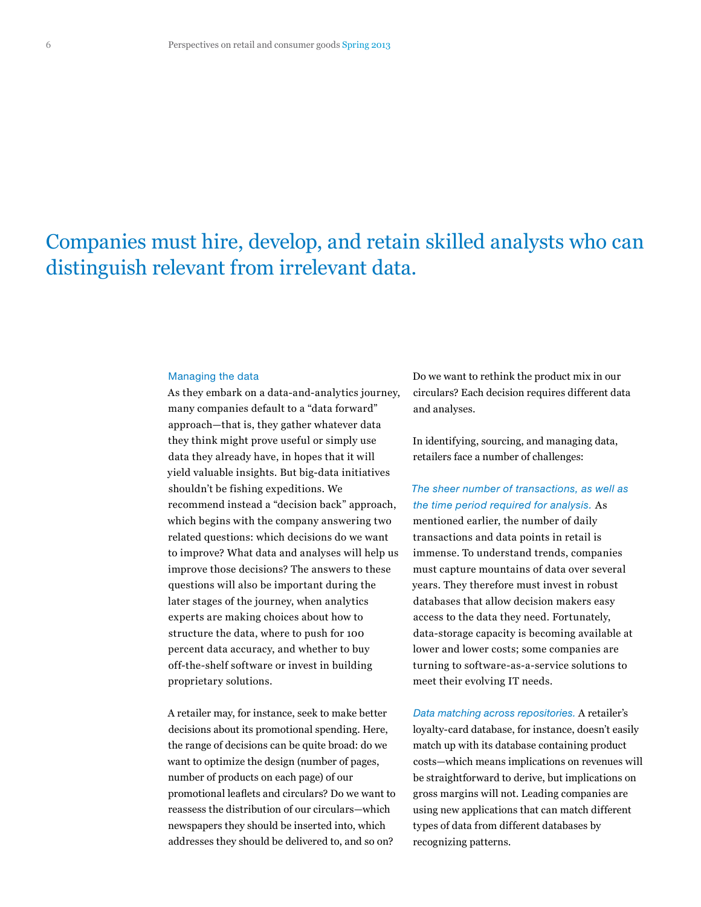Companies must hire, develop, and retain skilled analysts who can distinguish relevant from irrelevant data.

## Managing the data

As they embark on a data-and-analytics journey, many companies default to a "data forward" approach—that is, they gather whatever data they think might prove useful or simply use data they already have, in hopes that it will yield valuable insights. But big-data initiatives shouldn't be fishing expeditions. We recommend instead a "decision back" approach, which begins with the company answering two related questions: which decisions do we want to improve? What data and analyses will help us improve those decisions? The answers to these questions will also be important during the later stages of the journey, when analytics experts are making choices about how to structure the data, where to push for 100 percent data accuracy, and whether to buy off-the-shelf software or invest in building proprietary solutions.

A retailer may, for instance, seek to make better decisions about its promotional spending. Here, the range of decisions can be quite broad: do we want to optimize the design (number of pages, number of products on each page) of our promotional leaflets and circulars? Do we want to reassess the distribution of our circulars—which newspapers they should be inserted into, which addresses they should be delivered to, and so on? Do we want to rethink the product mix in our circulars? Each decision requires different data and analyses.

In identifying, sourcing, and managing data, retailers face a number of challenges:

*The sheer number of transactions, as well as the time period required for analysis.* As mentioned earlier, the number of daily transactions and data points in retail is immense. To understand trends, companies must capture mountains of data over several years. They therefore must invest in robust databases that allow decision makers easy access to the data they need. Fortunately, data-storage capacity is becoming available at lower and lower costs; some companies are turning to software-as-a-service solutions to meet their evolving IT needs.

*Data matching across repositories.* A retailer's loyalty-card database, for instance, doesn't easily match up with its database containing product costs—which means implications on revenues will be straightforward to derive, but implications on gross margins will not. Leading companies are using new applications that can match different types of data from different databases by recognizing patterns.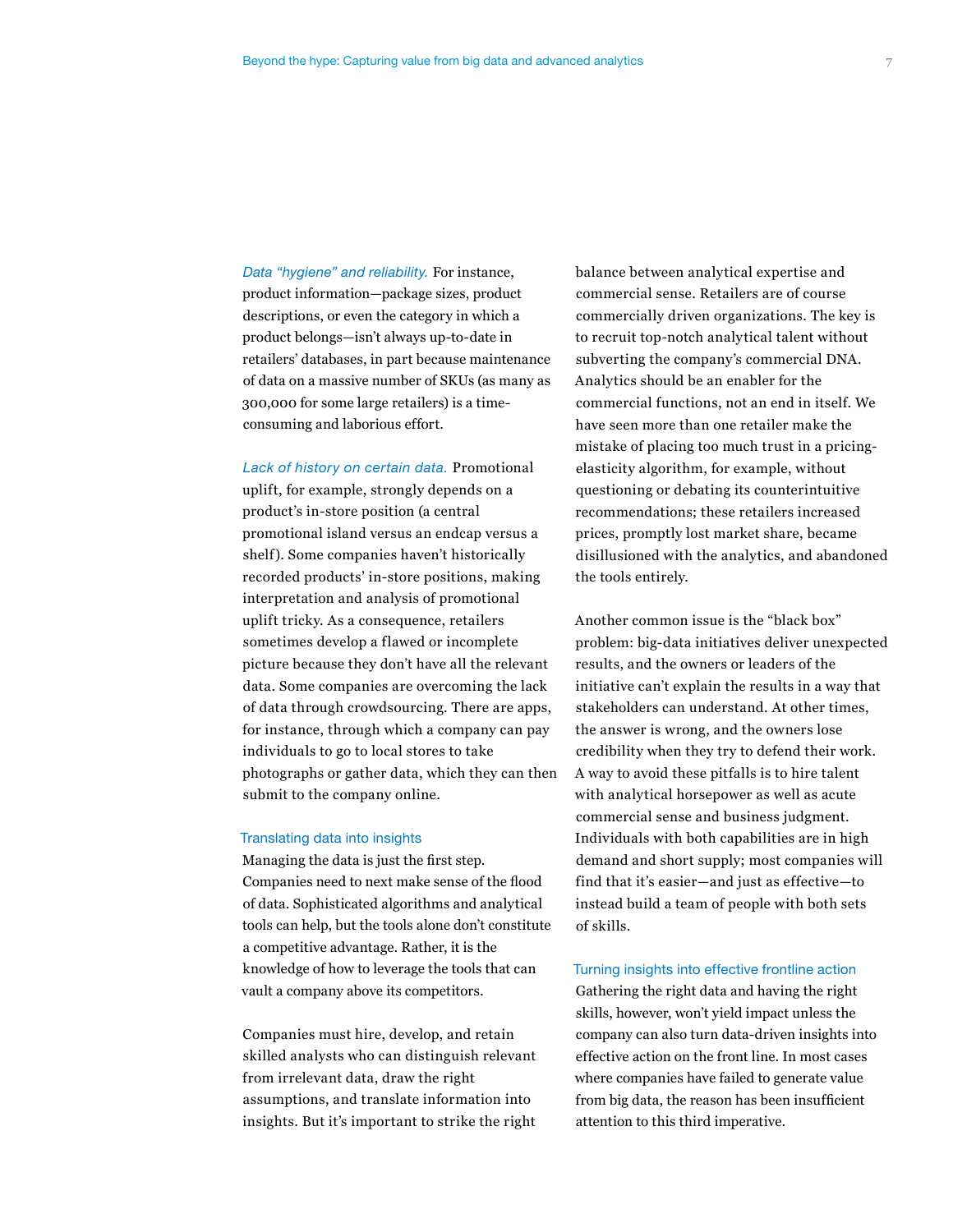*Data "hygiene" and reliability.* For instance, product information—package sizes, product descriptions, or even the category in which a product belongs—isn't always up-to-date in retailers' databases, in part because maintenance of data on a massive number of SKUs (as many as 300,000 for some large retailers) is a time-consuming and laborious effort.

*Lack of history on certain data.* Promotional uplift, for example, strongly depends on a product's in-store position (a central promotional island versus an endcap versus a shelf). Some companies haven't historically recorded products' in-store positions, making interpretation and analysis of promotional uplift tricky. As a consequence, retailers sometimes develop a flawed or incomplete picture because they don't have all the relevant data. Some companies are overcoming the lack of data through crowdsourcing. There are apps, for instance, through which a company can pay individuals to go to local stores to take photographs or gather data, which they can then submit to the company online.

## Translating data into insights

Managing the data is just the first step. Companies need to next make sense of the flood of data. Sophisticated algorithms and analytical tools can help, but the tools alone don't constitute a competitive advantage. Rather, it is the knowledge of how to leverage the tools that can vault a company above its competitors.

Companies must hire, develop, and retain skilled analysts who can distinguish relevant from irrelevant data, draw the right assumptions, and translate information into insights. But it's important to strike the right balance between analytical expertise and commercial sense. Retailers are of course commercially driven organizations. The key is to recruit top-notch analytical talent without subverting the company's commercial DNA. Analytics should be an enabler for the commercial functions, not an end in itself. We have seen more than one retailer make the mistake of placing too much trust in a pricing-elasticity algorithm, for example, without questioning or debating its counterintuitive recommendations; these retailers increased prices, promptly lost market share, became disillusioned with the analytics, and abandoned the tools entirely.

Another common issue is the "black box" problem: big-data initiatives deliver unexpected results, and the owners or leaders of the initiative can't explain the results in a way that stakeholders can understand. At other times, the answer is wrong, and the owners lose credibility when they try to defend their work. A way to avoid these pitfalls is to hire talent with analytical horsepower as well as acute commercial sense and business judgment. Individuals with both capabilities are in high demand and short supply; most companies will find that it's easier—and just as effective—to instead build a team of people with both sets of skills.

## Turning insights into effective frontline action

Gathering the right data and having the right skills, however, won't yield impact unless the company can also turn data-driven insights into effective action on the front line. In most cases where companies have failed to generate value from big data, the reason has been insufficient attention to this third imperative.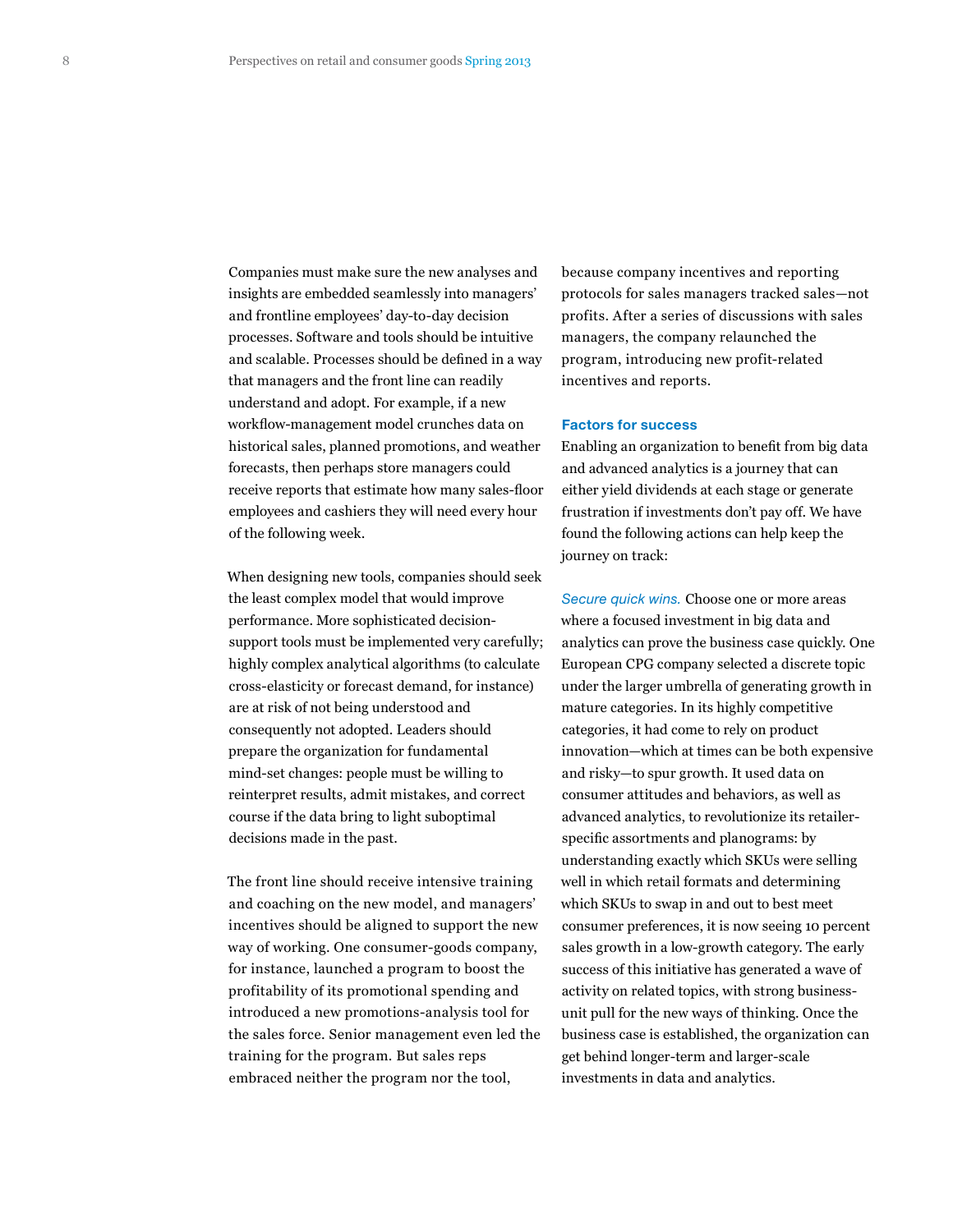Companies must make sure the new analyses and insights are embedded seamlessly into managers' and frontline employees' day-to-day decision processes. Software and tools should be intuitive and scalable. Processes should be defined in a way that managers and the front line can readily understand and adopt. For example, if a new workflow-management model crunches data on historical sales, planned promotions, and weather forecasts, then perhaps store managers could receive reports that estimate how many sales-floor employees and cashiers they will need every hour of the following week.

When designing new tools, companies should seek the least complex model that would improve performance. More sophisticated decision-support tools must be implemented very carefully; highly complex analytical algorithms (to calculate cross-elasticity or forecast demand, for instance) are at risk of not being understood and consequently not adopted. Leaders should prepare the organization for fundamental mind-set changes: people must be willing to reinterpret results, admit mistakes, and correct course if the data bring to light suboptimal decisions made in the past.

The front line should receive intensive training and coaching on the new model, and managers' incentives should be aligned to support the new way of working. One consumer-goods company, for instance, launched a program to boost the profitability of its promotional spending and introduced a new promotions-analysis tool for the sales force. Senior management even led the training for the program. But sales reps embraced neither the program nor the tool, because company incentives and reporting protocols for sales managers tracked sales—not profits. After a series of discussions with sales managers, the company relaunched the program, introducing new profit-related incentives and reports.

### Factors for success

Enabling an organization to benefit from big data and advanced analytics is a journey that can either yield dividends at each stage or generate frustration if investments don't pay off. We have found the following actions can help keep the journey on track:

*Secure quick wins.* Choose one or more areas where a focused investment in big data and analytics can prove the business case quickly. One European CPG company selected a discrete topic under the larger umbrella of generating growth in mature categories. In its highly competitive categories, it had come to rely on product innovation—which at times can be both expensive and risky—to spur growth. It used data on consumer attitudes and behaviors, as well as advanced analytics, to revolutionize its retailer-specific assortments and planograms: by understanding exactly which SKUs were selling well in which retail formats and determining which SKUs to swap in and out to best meet consumer preferences, it is now seeing 10 percent sales growth in a low-growth category. The early success of this initiative has generated a wave of activity on related topics, with strong business-unit pull for the new ways of thinking. Once the business case is established, the organization can get behind longer-term and larger-scale investments in data and analytics.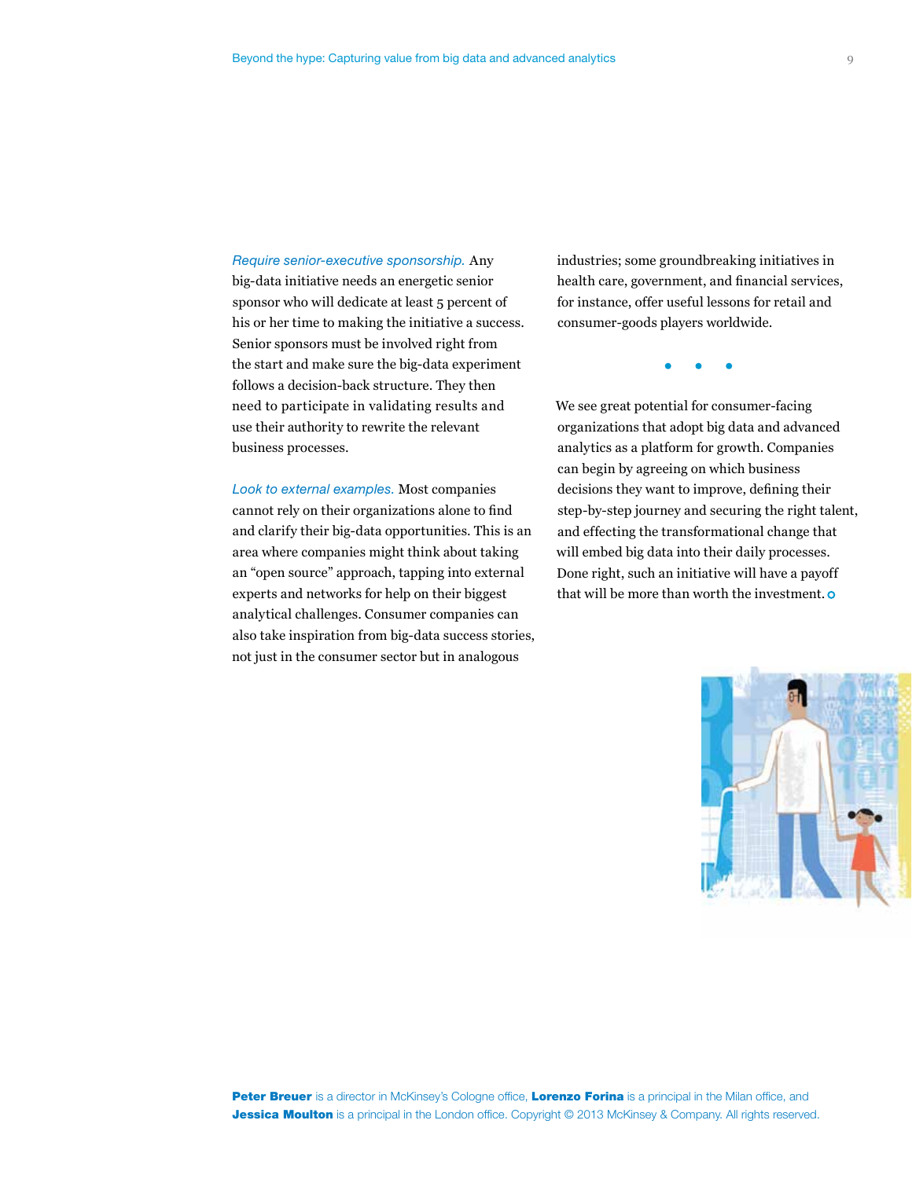*Require senior-executive sponsorship.* Any big-data initiative needs an energetic senior sponsor who will dedicate at least 5 percent of his or her time to making the initiative a success. Senior sponsors must be involved right from the start and make sure the big-data experiment follows a decision-back structure. They then need to participate in validating results and use their authority to rewrite the relevant business processes.

*Look to external examples.* Most companies cannot rely on their organizations alone to find and clarify their big-data opportunities. This is an area where companies might think about taking an "open source" approach, tapping into external experts and networks for help on their biggest analytical challenges. Consumer companies can also take inspiration from big-data success stories, not just in the consumer sector but in analogous industries; some groundbreaking initiatives in health care, government, and financial services, for instance, offer useful lessons for retail and consumer-goods players worldwide.

• • •

We see great potential for consumer-facing organizations that adopt big data and advanced analytics as a platform for growth. Companies can begin by agreeing on which business decisions they want to improve, defining their step-by-step journey and securing the right talent, and effecting the transformational change that will embed big data into their daily processes. Done right, such an initiative will have a payoff that will be more than worth the investment.

**Peter Breuer** is a director in McKinsey's Cologne office, **Lorenzo Forina** is a principal in the Milan office, and **Jessica Moulton** is a principal in the London office. Copyright © 2013 McKinsey & Company. All rights reserved.